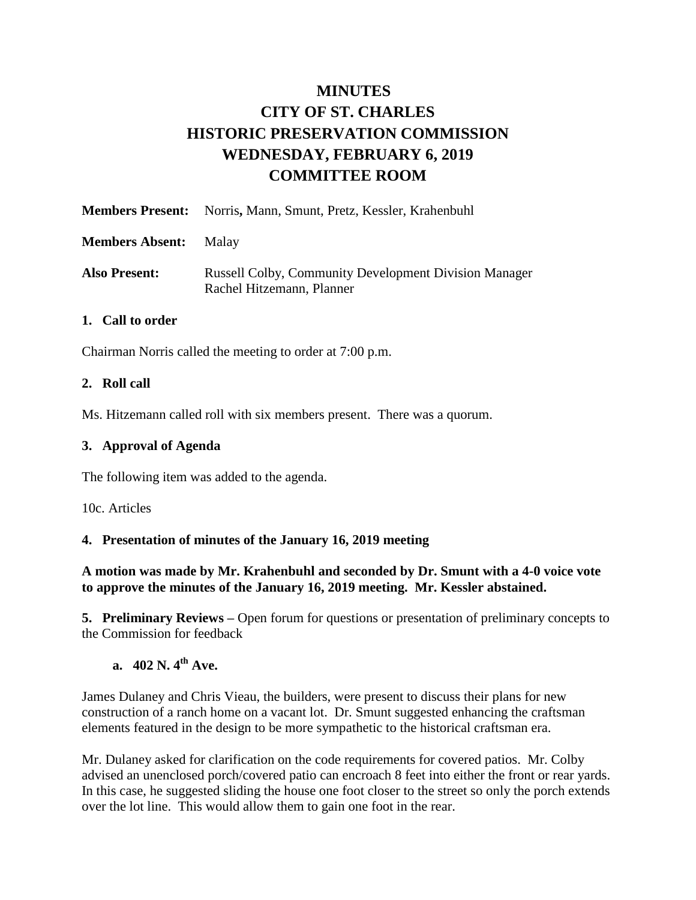# MINUTES
# CITY OF ST. CHARLES
# HISTORIC PRESERVATION COMMISSION
# WEDNESDAY, FEBRUARY 6, 2019
# COMMITTEE ROOM

**Members Present:** Norris, Mann, Smunt, Pretz, Kessler, Krahenbuhl

**Members Absent:** Malay

**Also Present:** Russell Colby, Community Development Division Manager
Rachel Hitzemann, Planner

### 1. Call to order

Chairman Norris called the meeting to order at 7:00 p.m.

### 2. Roll call

Ms. Hitzemann called roll with six members present. There was a quorum.

### 3. Approval of Agenda

The following item was added to the agenda.

10c. Articles

### 4. Presentation of minutes of the January 16, 2019 meeting

**A motion was made by Mr. Krahenbuhl and seconded by Dr. Smunt with a 4-0 voice vote to approve the minutes of the January 16, 2019 meeting. Mr. Kessler abstained.**

**5. Preliminary Reviews –** Open forum for questions or presentation of preliminary concepts to the Commission for feedback

#### a. 402 N. 4th Ave.

James Dulaney and Chris Vieau, the builders, were present to discuss their plans for new construction of a ranch home on a vacant lot. Dr. Smunt suggested enhancing the craftsman elements featured in the design to be more sympathetic to the historical craftsman era.

Mr. Dulaney asked for clarification on the code requirements for covered patios. Mr. Colby advised an unenclosed porch/covered patio can encroach 8 feet into either the front or rear yards. In this case, he suggested sliding the house one foot closer to the street so only the porch extends over the lot line. This would allow them to gain one foot in the rear.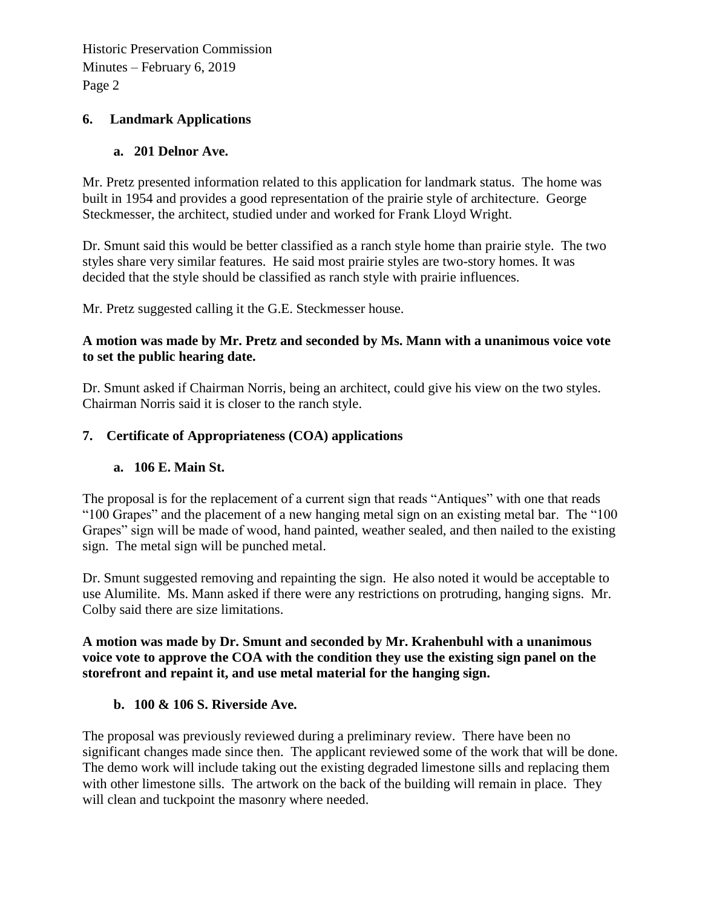## 6. Landmark Applications

### a. 201 Delnor Ave.

Mr. Pretz presented information related to this application for landmark status. The home was built in 1954 and provides a good representation of the prairie style of architecture. George Steckmesser, the architect, studied under and worked for Frank Lloyd Wright.

Dr. Smunt said this would be better classified as a ranch style home than prairie style. The two styles share very similar features. He said most prairie styles are two-story homes. It was decided that the style should be classified as ranch style with prairie influences.

Mr. Pretz suggested calling it the G.E. Steckmesser house.

**A motion was made by Mr. Pretz and seconded by Ms. Mann with a unanimous voice vote to set the public hearing date.**

Dr. Smunt asked if Chairman Norris, being an architect, could give his view on the two styles. Chairman Norris said it is closer to the ranch style.

## 7. Certificate of Appropriateness (COA) applications

### a. 106 E. Main St.

The proposal is for the replacement of a current sign that reads "Antiques" with one that reads "100 Grapes" and the placement of a new hanging metal sign on an existing metal bar. The "100 Grapes" sign will be made of wood, hand painted, weather sealed, and then nailed to the existing sign. The metal sign will be punched metal.

Dr. Smunt suggested removing and repainting the sign. He also noted it would be acceptable to use Alumilite. Ms. Mann asked if there were any restrictions on protruding, hanging signs. Mr. Colby said there are size limitations.

**A motion was made by Dr. Smunt and seconded by Mr. Krahenbuhl with a unanimous voice vote to approve the COA with the condition they use the existing sign panel on the storefront and repaint it, and use metal material for the hanging sign.**

### b. 100 & 106 S. Riverside Ave.

The proposal was previously reviewed during a preliminary review. There have been no significant changes made since then. The applicant reviewed some of the work that will be done. The demo work will include taking out the existing degraded limestone sills and replacing them with other limestone sills. The artwork on the back of the building will remain in place. They will clean and tuckpoint the masonry where needed.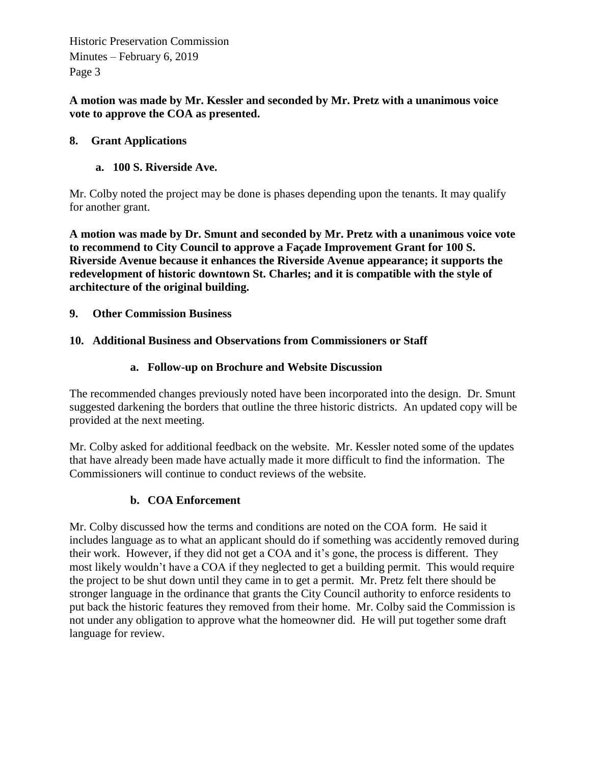**A motion was made by Mr. Kessler and seconded by Mr. Pretz with a unanimous voice vote to approve the COA as presented.**

## 8. Grant Applications

### a. 100 S. Riverside Ave.

Mr. Colby noted the project may be done is phases depending upon the tenants. It may qualify for another grant.

**A motion was made by Dr. Smunt and seconded by Mr. Pretz with a unanimous voice vote to recommend to City Council to approve a Façade Improvement Grant for 100 S. Riverside Avenue because it enhances the Riverside Avenue appearance; it supports the redevelopment of historic downtown St. Charles; and it is compatible with the style of architecture of the original building.**

## 9. Other Commission Business

## 10. Additional Business and Observations from Commissioners or Staff

### a. Follow-up on Brochure and Website Discussion

The recommended changes previously noted have been incorporated into the design. Dr. Smunt suggested darkening the borders that outline the three historic districts. An updated copy will be provided at the next meeting.

Mr. Colby asked for additional feedback on the website. Mr. Kessler noted some of the updates that have already been made have actually made it more difficult to find the information. The Commissioners will continue to conduct reviews of the website.

### b. COA Enforcement

Mr. Colby discussed how the terms and conditions are noted on the COA form. He said it includes language as to what an applicant should do if something was accidently removed during their work. However, if they did not get a COA and it's gone, the process is different. They most likely wouldn't have a COA if they neglected to get a building permit. This would require the project to be shut down until they came in to get a permit. Mr. Pretz felt there should be stronger language in the ordinance that grants the City Council authority to enforce residents to put back the historic features they removed from their home. Mr. Colby said the Commission is not under any obligation to approve what the homeowner did. He will put together some draft language for review.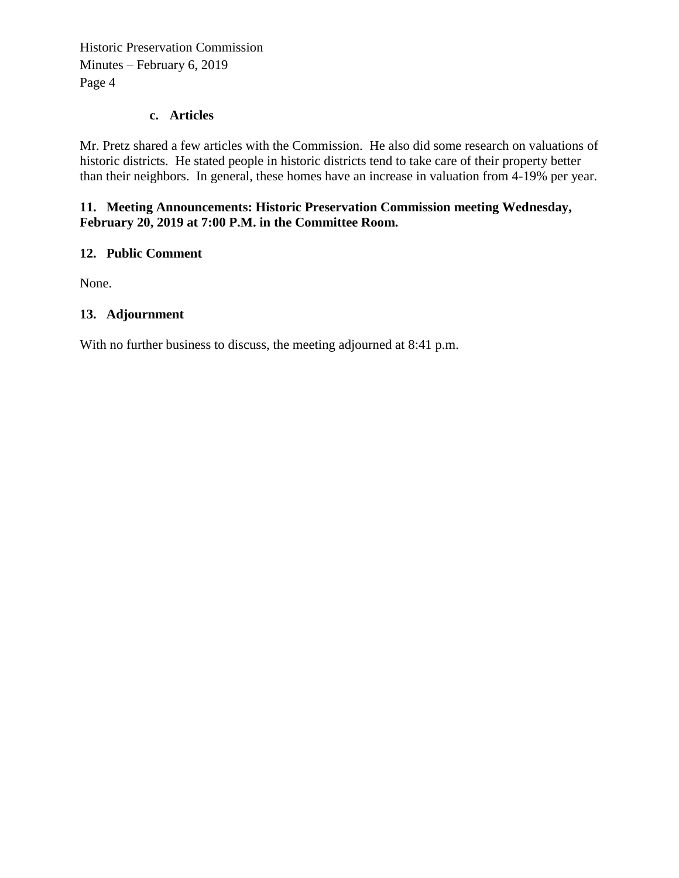### c. Articles

Mr. Pretz shared a few articles with the Commission. He also did some research on valuations of historic districts. He stated people in historic districts tend to take care of their property better than their neighbors. In general, these homes have an increase in valuation from 4-19% per year.

## 11. Meeting Announcements: Historic Preservation Commission meeting Wednesday, February 20, 2019 at 7:00 P.M. in the Committee Room.

## 12. Public Comment

None.

## 13. Adjournment

With no further business to discuss, the meeting adjourned at 8:41 p.m.